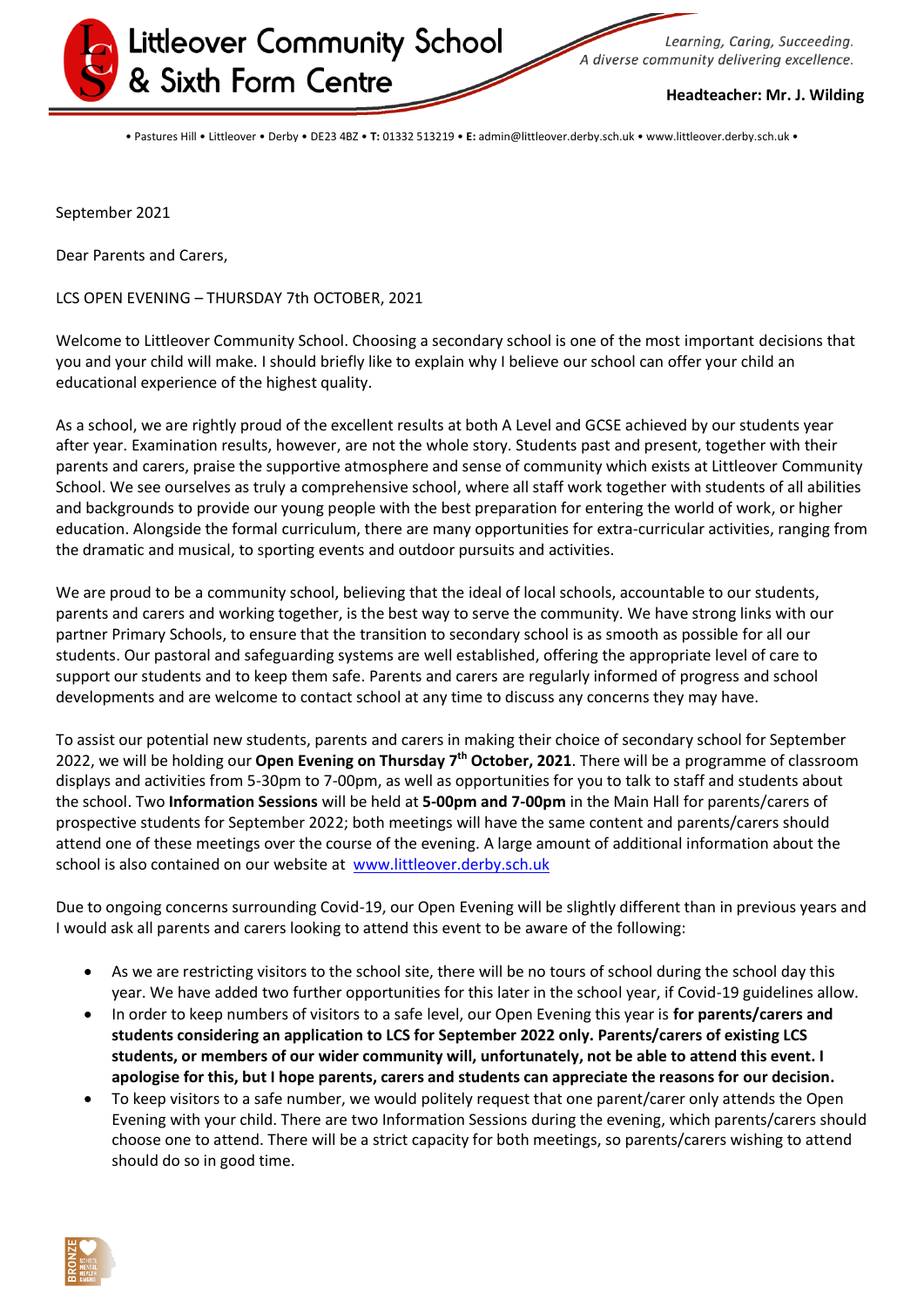# Littleover Community School & Sixth Form Centre

*Learning, Caring, Succeeding.*
*A diverse community delivering excellence.*

**Headteacher: Mr. J. Wilding**

• Pastures Hill • Littleover • Derby • DE23 4BZ • **T:** 01332 513219 • **E:** admin@littleover.derby.sch.uk • www.littleover.derby.sch.uk •

September 2021

Dear Parents and Carers,

LCS OPEN EVENING – THURSDAY 7th OCTOBER, 2021

Welcome to Littleover Community School. Choosing a secondary school is one of the most important decisions that you and your child will make. I should briefly like to explain why I believe our school can offer your child an educational experience of the highest quality.

As a school, we are rightly proud of the excellent results at both A Level and GCSE achieved by our students year after year. Examination results, however, are not the whole story. Students past and present, together with their parents and carers, praise the supportive atmosphere and sense of community which exists at Littleover Community School. We see ourselves as truly a comprehensive school, where all staff work together with students of all abilities and backgrounds to provide our young people with the best preparation for entering the world of work, or higher education. Alongside the formal curriculum, there are many opportunities for extra-curricular activities, ranging from the dramatic and musical, to sporting events and outdoor pursuits and activities.

We are proud to be a community school, believing that the ideal of local schools, accountable to our students, parents and carers and working together, is the best way to serve the community. We have strong links with our partner Primary Schools, to ensure that the transition to secondary school is as smooth as possible for all our students. Our pastoral and safeguarding systems are well established, offering the appropriate level of care to support our students and to keep them safe. Parents and carers are regularly informed of progress and school developments and are welcome to contact school at any time to discuss any concerns they may have.

To assist our potential new students, parents and carers in making their choice of secondary school for September 2022, we will be holding our **Open Evening on Thursday 7th October, 2021**. There will be a programme of classroom displays and activities from 5-30pm to 7-00pm, as well as opportunities for you to talk to staff and students about the school. Two **Information Sessions** will be held at **5-00pm and 7-00pm** in the Main Hall for parents/carers of prospective students for September 2022; both meetings will have the same content and parents/carers should attend one of these meetings over the course of the evening. A large amount of additional information about the school is also contained on our website at [www.littleover.derby.sch.uk](http://www.littleover.derby.sch.uk)

Due to ongoing concerns surrounding Covid-19, our Open Evening will be slightly different than in previous years and I would ask all parents and carers looking to attend this event to be aware of the following:

- As we are restricting visitors to the school site, there will be no tours of school during the school day this year. We have added two further opportunities for this later in the school year, if Covid-19 guidelines allow.
- In order to keep numbers of visitors to a safe level, our Open Evening this year is **for parents/carers and students considering an application to LCS for September 2022 only. Parents/carers of existing LCS students, or members of our wider community will, unfortunately, not be able to attend this event. I apologise for this, but I hope parents, carers and students can appreciate the reasons for our decision.**
- To keep visitors to a safe number, we would politely request that one parent/carer only attends the Open Evening with your child. There are two Information Sessions during the evening, which parents/carers should choose one to attend. There will be a strict capacity for both meetings, so parents/carers wishing to attend should do so in good time.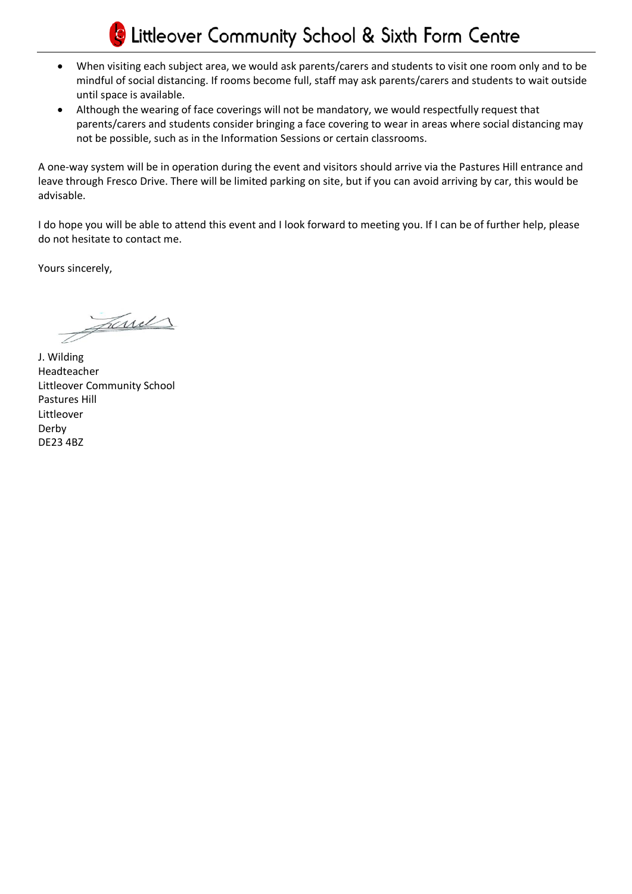- When visiting each subject area, we would ask parents/carers and students to visit one room only and to be mindful of social distancing. If rooms become full, staff may ask parents/carers and students to wait outside until space is available.
- Although the wearing of face coverings will not be mandatory, we would respectfully request that parents/carers and students consider bringing a face covering to wear in areas where social distancing may not be possible, such as in the Information Sessions or certain classrooms.

A one-way system will be in operation during the event and visitors should arrive via the Pastures Hill entrance and leave through Fresco Drive. There will be limited parking on site, but if you can avoid arriving by car, this would be advisable.

I do hope you will be able to attend this event and I look forward to meeting you. If I can be of further help, please do not hesitate to contact me.

Yours sincerely,

J. Wilding
Headteacher
Littleover Community School
Pastures Hill
Littleover
Derby
DE23 4BZ